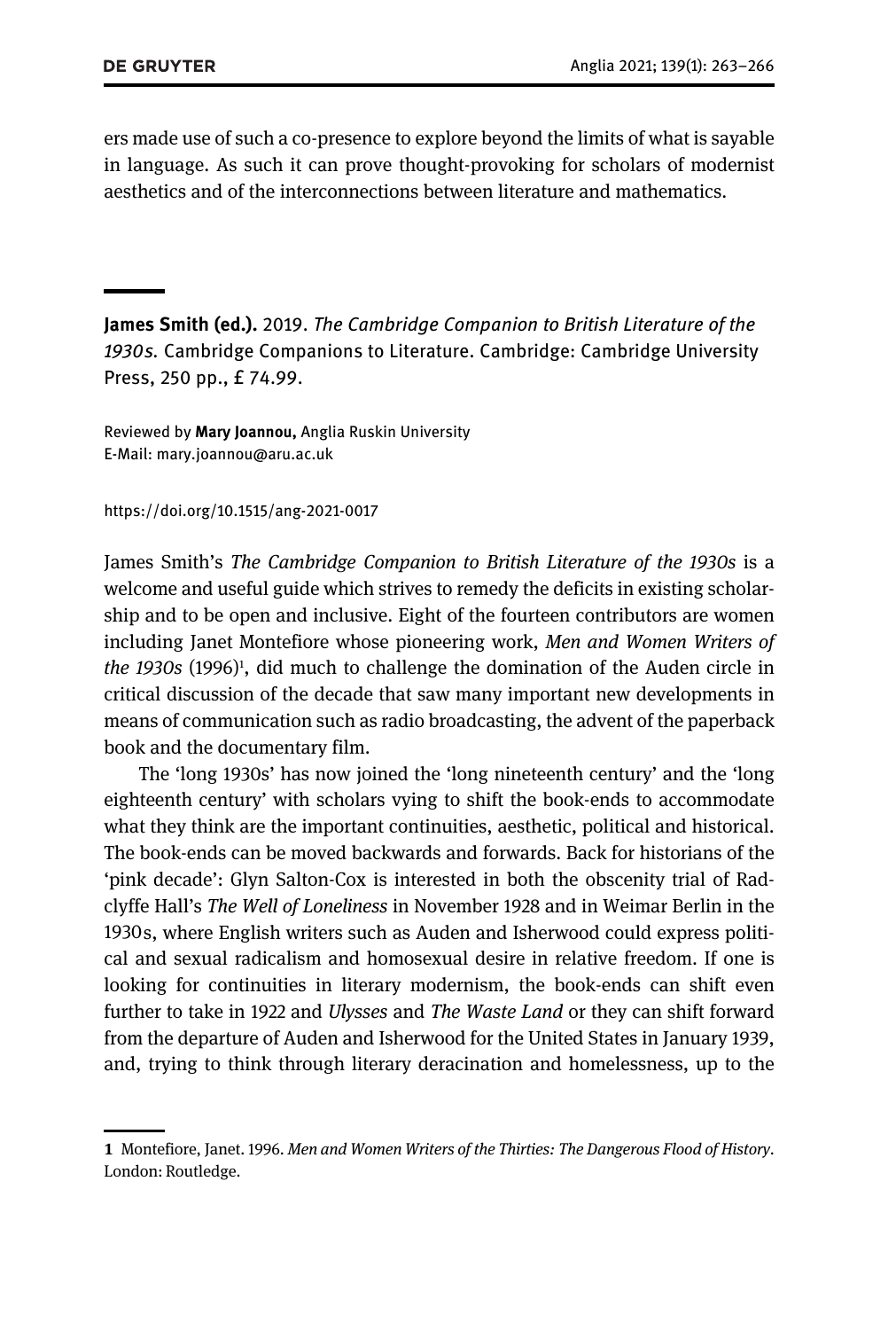ers made use of such a co-presence to explore beyond the limits of what is sayable in language. As such it can prove thought-provoking for scholars of modernist aesthetics and of the interconnections between literature and mathematics.

---

**James Smith (ed.).** 2019. *The Cambridge Companion to British Literature of the 1930s*. Cambridge Companions to Literature. Cambridge: Cambridge University Press, 250 pp., £ 74.99.

Reviewed by **Mary Joannou,** Anglia Ruskin University
E-Mail: mary.joannou@aru.ac.uk

https://doi.org/10.1515/ang-2021-0017

James Smith's *The Cambridge Companion to British Literature of the 1930s* is a welcome and useful guide which strives to remedy the deficits in existing scholarship and to be open and inclusive. Eight of the fourteen contributors are women including Janet Montefiore whose pioneering work, *Men and Women Writers of the 1930s* (1996)[1], did much to challenge the domination of the Auden circle in critical discussion of the decade that saw many important new developments in means of communication such as radio broadcasting, the advent of the paperback book and the documentary film.

The 'long 1930s' has now joined the 'long nineteenth century' and the 'long eighteenth century' with scholars vying to shift the book-ends to accommodate what they think are the important continuities, aesthetic, political and historical. The book-ends can be moved backwards and forwards. Back for historians of the 'pink decade': Glyn Salton-Cox is interested in both the obscenity trial of Radclyffe Hall's *The Well of Loneliness* in November 1928 and in Weimar Berlin in the 1930s, where English writers such as Auden and Isherwood could express political and sexual radicalism and homosexual desire in relative freedom. If one is looking for continuities in literary modernism, the book-ends can shift even further to take in 1922 and *Ulysses* and *The Waste Land* or they can shift forward from the departure of Auden and Isherwood for the United States in January 1939, and, trying to think through literary deracination and homelessness, up to the

---

1 Montefiore, Janet. 1996. *Men and Women Writers of the Thirties: The Dangerous Flood of History*. London: Routledge.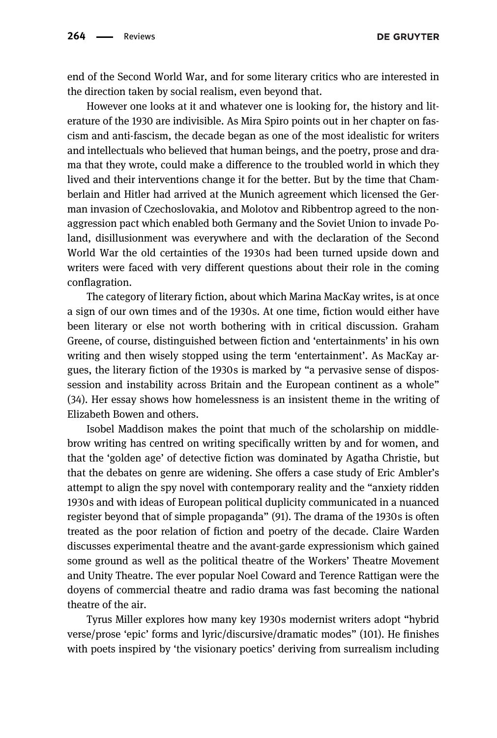end of the Second World War, and for some literary critics who are interested in the direction taken by social realism, even beyond that.

However one looks at it and whatever one is looking for, the history and literature of the 1930 are indivisible. As Mira Spiro points out in her chapter on fascism and anti-fascism, the decade began as one of the most idealistic for writers and intellectuals who believed that human beings, and the poetry, prose and drama that they wrote, could make a difference to the troubled world in which they lived and their interventions change it for the better. But by the time that Chamberlain and Hitler had arrived at the Munich agreement which licensed the German invasion of Czechoslovakia, and Molotov and Ribbentrop agreed to the non-aggression pact which enabled both Germany and the Soviet Union to invade Poland, disillusionment was everywhere and with the declaration of the Second World War the old certainties of the 1930s had been turned upside down and writers were faced with very different questions about their role in the coming conflagration.

The category of literary fiction, about which Marina MacKay writes, is at once a sign of our own times and of the 1930s. At one time, fiction would either have been literary or else not worth bothering with in critical discussion. Graham Greene, of course, distinguished between fiction and 'entertainments' in his own writing and then wisely stopped using the term 'entertainment'. As MacKay argues, the literary fiction of the 1930s is marked by "a pervasive sense of dispossession and instability across Britain and the European continent as a whole" (34). Her essay shows how homelessness is an insistent theme in the writing of Elizabeth Bowen and others.

Isobel Maddison makes the point that much of the scholarship on middlebrow writing has centred on writing specifically written by and for women, and that the 'golden age' of detective fiction was dominated by Agatha Christie, but that the debates on genre are widening. She offers a case study of Eric Ambler's attempt to align the spy novel with contemporary reality and the "anxiety ridden 1930s and with ideas of European political duplicity communicated in a nuanced register beyond that of simple propaganda" (91). The drama of the 1930s is often treated as the poor relation of fiction and poetry of the decade. Claire Warden discusses experimental theatre and the avant-garde expressionism which gained some ground as well as the political theatre of the Workers' Theatre Movement and Unity Theatre. The ever popular Noel Coward and Terence Rattigan were the doyens of commercial theatre and radio drama was fast becoming the national theatre of the air.

Tyrus Miller explores how many key 1930s modernist writers adopt "hybrid verse/prose 'epic' forms and lyric/discursive/dramatic modes" (101). He finishes with poets inspired by 'the visionary poetics' deriving from surrealism including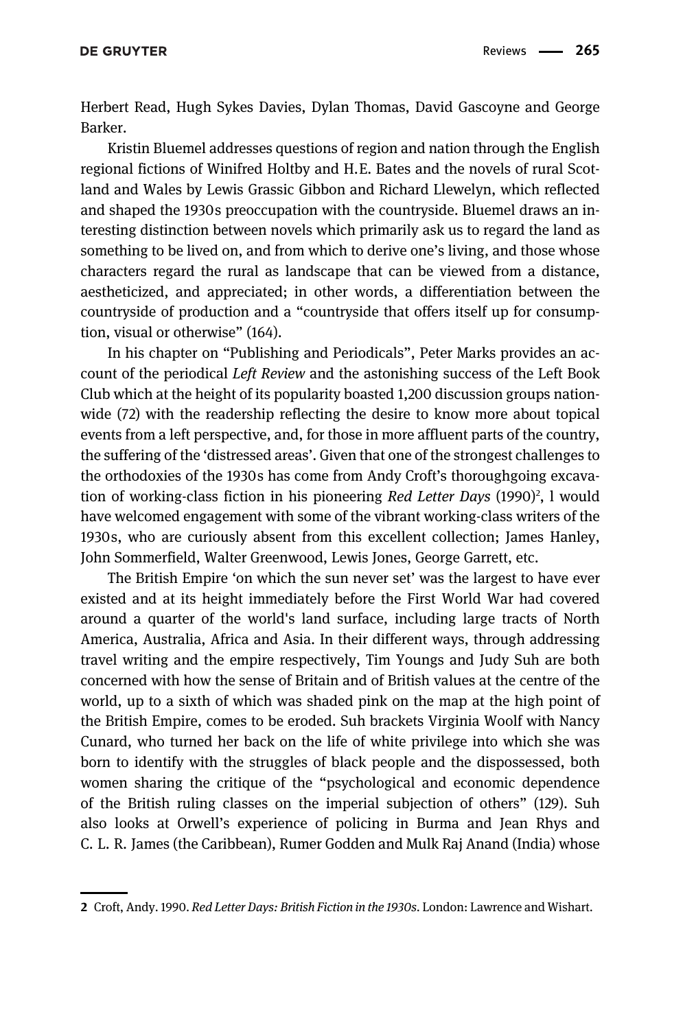Herbert Read, Hugh Sykes Davies, Dylan Thomas, David Gascoyne and George Barker.

Kristin Bluemel addresses questions of region and nation through the English regional fictions of Winifred Holtby and H.E. Bates and the novels of rural Scotland and Wales by Lewis Grassic Gibbon and Richard Llewelyn, which reflected and shaped the 1930s preoccupation with the countryside. Bluemel draws an interesting distinction between novels which primarily ask us to regard the land as something to be lived on, and from which to derive one's living, and those whose characters regard the rural as landscape that can be viewed from a distance, aestheticized, and appreciated; in other words, a differentiation between the countryside of production and a "countryside that offers itself up for consumption, visual or otherwise" (164).

In his chapter on "Publishing and Periodicals", Peter Marks provides an account of the periodical *Left Review* and the astonishing success of the Left Book Club which at the height of its popularity boasted 1,200 discussion groups nationwide (72) with the readership reflecting the desire to know more about topical events from a left perspective, and, for those in more affluent parts of the country, the suffering of the 'distressed areas'. Given that one of the strongest challenges to the orthodoxies of the 1930s has come from Andy Croft's thoroughgoing excavation of working-class fiction in his pioneering *Red Letter Days* (1990)[2], I would have welcomed engagement with some of the vibrant working-class writers of the 1930s, who are curiously absent from this excellent collection; James Hanley, John Sommerfield, Walter Greenwood, Lewis Jones, George Garrett, etc.

The British Empire 'on which the sun never set' was the largest to have ever existed and at its height immediately before the First World War had covered around a quarter of the world's land surface, including large tracts of North America, Australia, Africa and Asia. In their different ways, through addressing travel writing and the empire respectively, Tim Youngs and Judy Suh are both concerned with how the sense of Britain and of British values at the centre of the world, up to a sixth of which was shaded pink on the map at the high point of the British Empire, comes to be eroded. Suh brackets Virginia Woolf with Nancy Cunard, who turned her back on the life of white privilege into which she was born to identify with the struggles of black people and the dispossessed, both women sharing the critique of the "psychological and economic dependence of the British ruling classes on the imperial subjection of others" (129). Suh also looks at Orwell's experience of policing in Burma and Jean Rhys and C. L. R. James (the Caribbean), Rumer Godden and Mulk Raj Anand (India) whose

---

2 Croft, Andy. 1990. *Red Letter Days: British Fiction in the 1930s*. London: Lawrence and Wishart.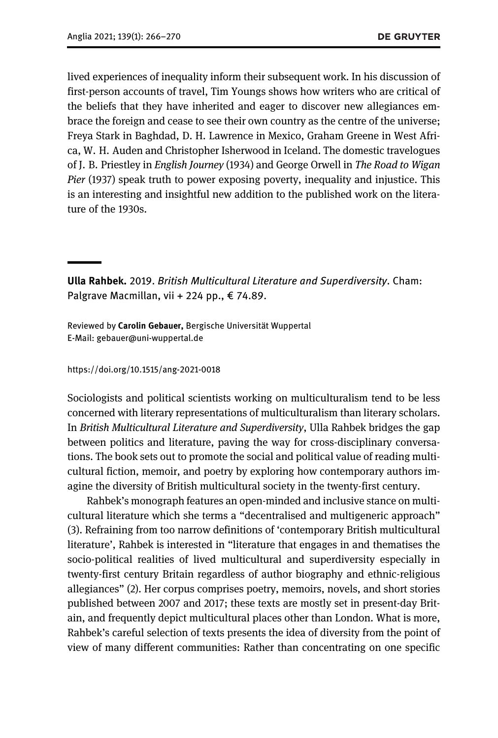lived experiences of inequality inform their subsequent work. In his discussion of first-person accounts of travel, Tim Youngs shows how writers who are critical of the beliefs that they have inherited and eager to discover new allegiances embrace the foreign and cease to see their own country as the centre of the universe; Freya Stark in Baghdad, D. H. Lawrence in Mexico, Graham Greene in West Africa, W. H. Auden and Christopher Isherwood in Iceland. The domestic travelogues of J. B. Priestley in *English Journey* (1934) and George Orwell in *The Road to Wigan Pier* (1937) speak truth to power exposing poverty, inequality and injustice. This is an interesting and insightful new addition to the published work on the literature of the 1930s.

---

**Ulla Rahbek.** 2019. *British Multicultural Literature and Superdiversity*. Cham: Palgrave Macmillan, vii + 224 pp., € 74.89.

Reviewed by **Carolin Gebauer,** Bergische Universität Wuppertal
E-Mail: gebauer@uni-wuppertal.de

https://doi.org/10.1515/ang-2021-0018

Sociologists and political scientists working on multiculturalism tend to be less concerned with literary representations of multiculturalism than literary scholars. In *British Multicultural Literature and Superdiversity*, Ulla Rahbek bridges the gap between politics and literature, paving the way for cross-disciplinary conversations. The book sets out to promote the social and political value of reading multicultural fiction, memoir, and poetry by exploring how contemporary authors imagine the diversity of British multicultural society in the twenty-first century.

Rahbek's monograph features an open-minded and inclusive stance on multicultural literature which she terms a "decentralised and multigeneric approach" (3). Refraining from too narrow definitions of 'contemporary British multicultural literature', Rahbek is interested in "literature that engages in and thematises the socio-political realities of lived multicultural and superdiversity especially in twenty-first century Britain regardless of author biography and ethnic-religious allegiances" (2). Her corpus comprises poetry, memoirs, novels, and short stories published between 2007 and 2017; these texts are mostly set in present-day Britain, and frequently depict multicultural places other than London. What is more, Rahbek's careful selection of texts presents the idea of diversity from the point of view of many different communities: Rather than concentrating on one specific